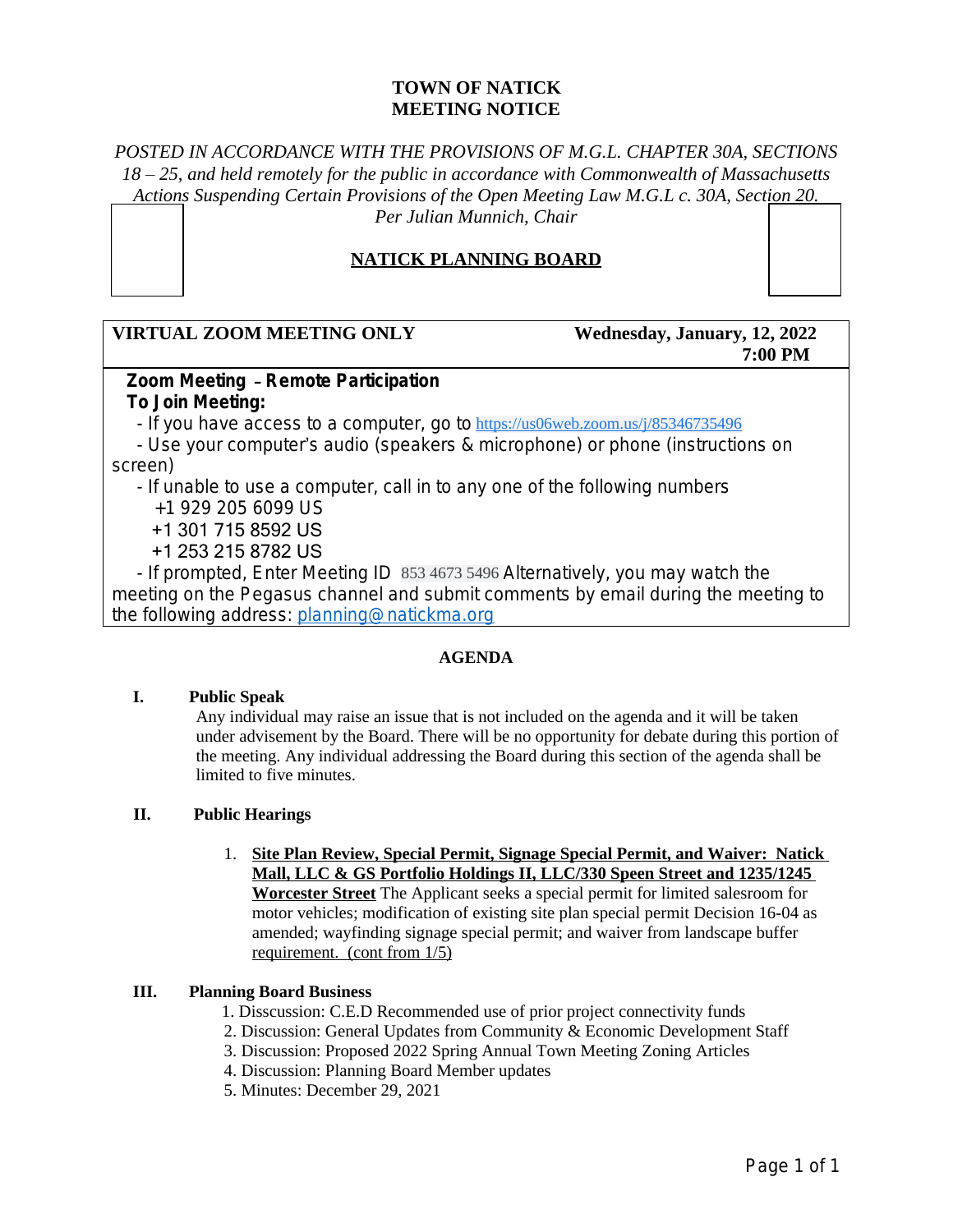# TOWN OF NATICK
# MEETING NOTICE

*POSTED IN ACCORDANCE WITH THE PROVISIONS OF M.G.L. CHAPTER 30A, SECTIONS 18 – 25, and held remotely for the public in accordance with Commonwealth of Massachusetts Actions Suspending Certain Provisions of the Open Meeting Law M.G.L c. 30A, Section 20. Per Julian Munnich, Chair*

## NATICK PLANNING BOARD

**VIRTUAL ZOOM MEETING ONLY** — **Wednesday, January, 12, 2022 7:00 PM**

**Zoom Meeting – Remote Participation**
**To Join Meeting:**

- If you have access to a computer, go to https://us06web.zoom.us/j/85346735496
- Use your computer's audio (speakers & microphone) or phone (instructions on screen)
- If unable to use a computer, call in to any one of the following numbers
  - +1 929 205 6099 US
  - +1 301 715 8592 US
  - +1 253 215 8782 US
- If prompted, Enter Meeting ID 853 4673 5496 Alternatively, you may watch the meeting on the Pegasus channel and submit comments by email during the meeting to the following address: planning@natickma.org

### AGENDA

**I. Public Speak**

Any individual may raise an issue that is not included on the agenda and it will be taken under advisement by the Board. There will be no opportunity for debate during this portion of the meeting. Any individual addressing the Board during this section of the agenda shall be limited to five minutes.

**II. Public Hearings**

1. **Site Plan Review, Special Permit, Signage Special Permit, and Waiver: Natick Mall, LLC & GS Portfolio Holdings II, LLC/330 Speen Street and 1235/1245 Worcester Street** The Applicant seeks a special permit for limited salesroom for motor vehicles; modification of existing site plan special permit Decision 16-04 as amended; wayfinding signage special permit; and waiver from landscape buffer requirement. (cont from 1/5)

**III. Planning Board Business**

1. Disscussion: C.E.D Recommended use of prior project connectivity funds
2. Discussion: General Updates from Community & Economic Development Staff
3. Discussion: Proposed 2022 Spring Annual Town Meeting Zoning Articles
4. Discussion: Planning Board Member updates
5. Minutes: December 29, 2021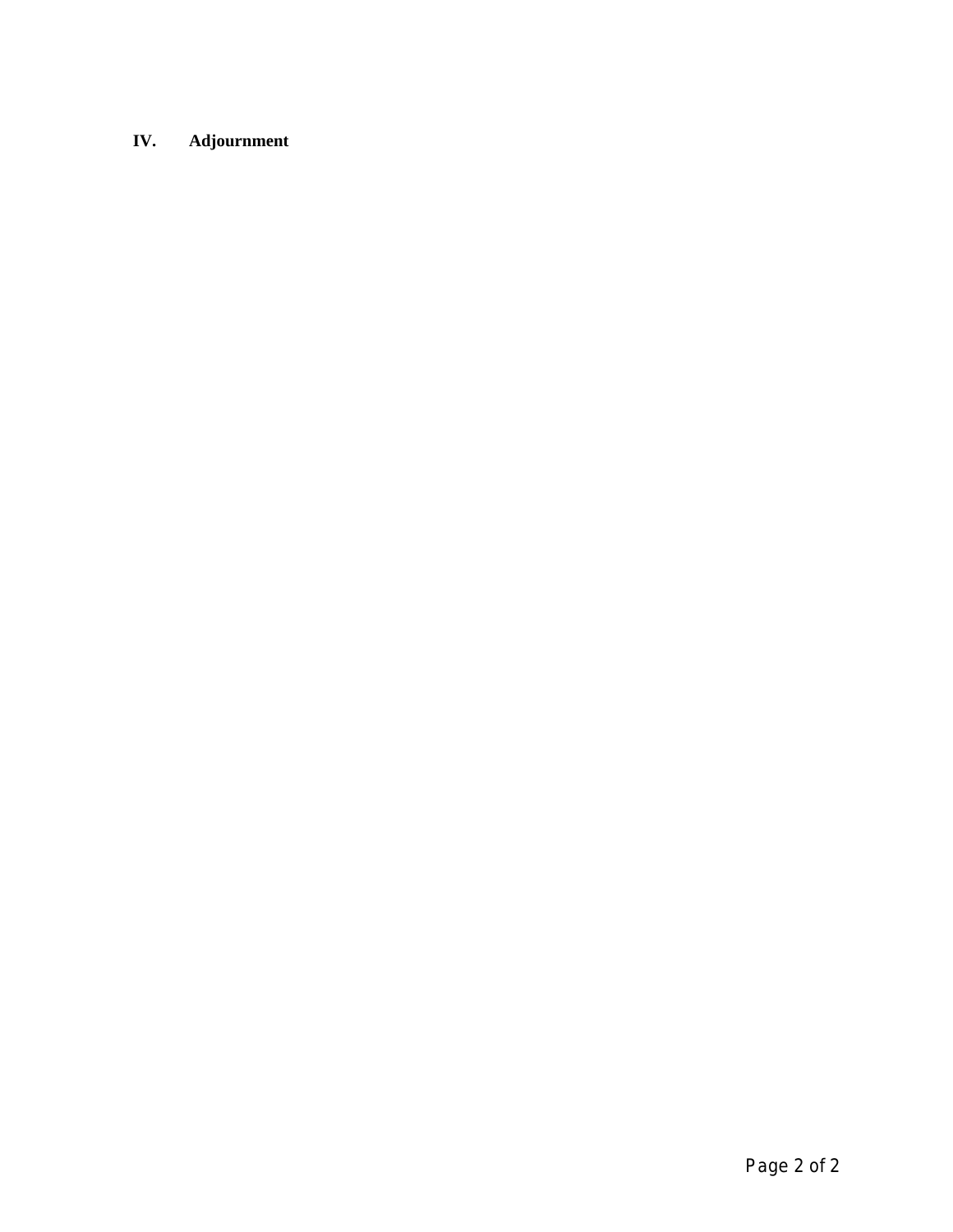## IV. Adjournment